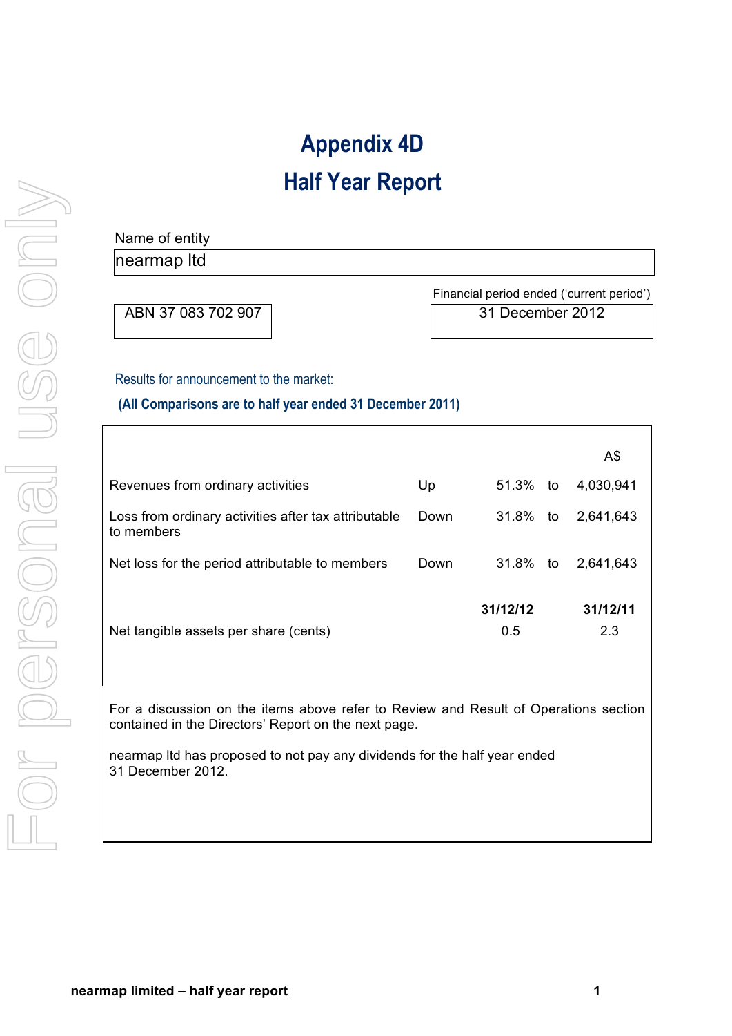# Appendix 4D

# Half Year Report

Name of entity

nearmap ltd

ABN 37 083 702 907

Financial period ended ('current period')

31 December 2012

Results for announcement to the market:

**(All Comparisons are to half year ended 31 December 2011)**

| | | | | A$ |
|---|---|---|---|---|
| Revenues from ordinary activities | Up | 51.3% | to | 4,030,941 |
| Loss from ordinary activities after tax attributable to members | Down | 31.8% | to | 2,641,643 |
| Net loss for the period attributable to members | Down | 31.8% | to | 2,641,643 |

| | 31/12/12 | 31/12/11 |
|---|---|---|
| Net tangible assets per share (cents) | 0.5 | 2.3 |

For a discussion on the items above refer to Review and Result of Operations section contained in the Directors' Report on the next page.

nearmap ltd has proposed to not pay any dividends for the half year ended 31 December 2012.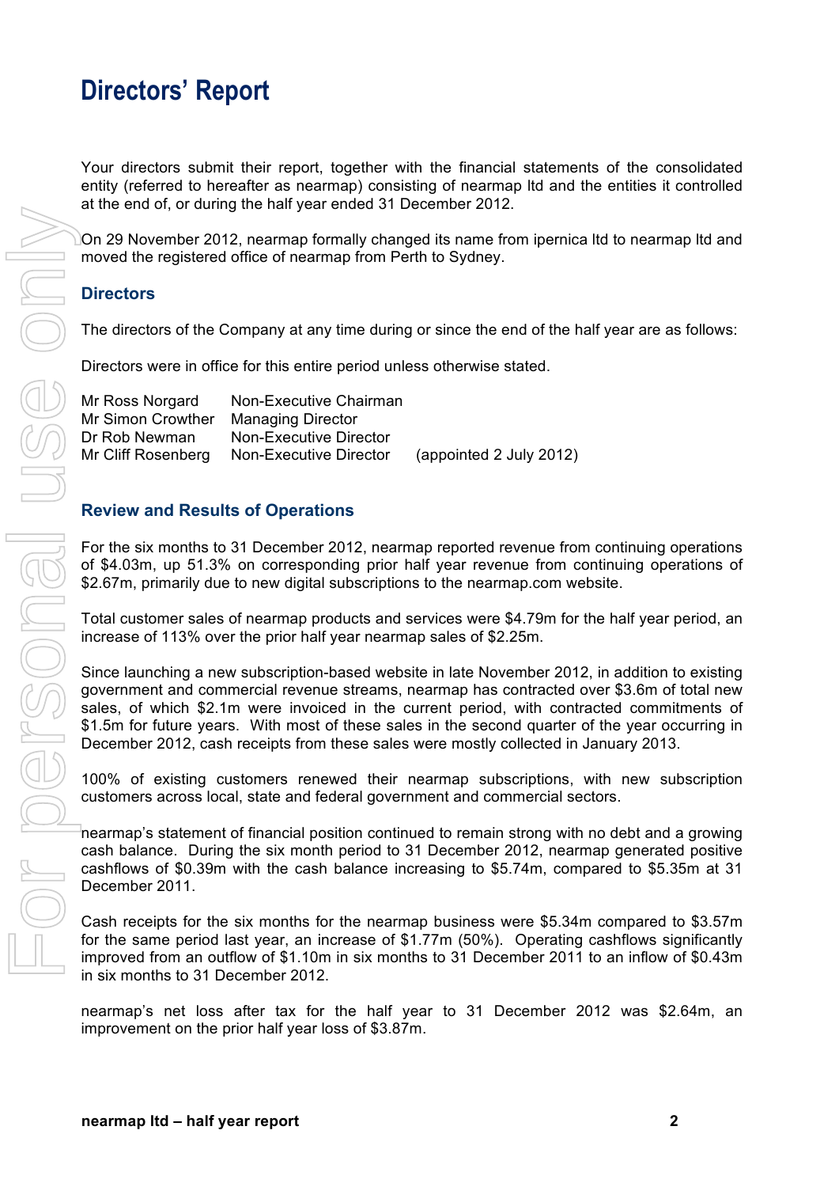# Directors' Report

Your directors submit their report, together with the financial statements of the consolidated entity (referred to hereafter as nearmap) consisting of nearmap ltd and the entities it controlled at the end of, or during the half year ended 31 December 2012.

On 29 November 2012, nearmap formally changed its name from ipernica ltd to nearmap ltd and moved the registered office of nearmap from Perth to Sydney.

## Directors

The directors of the Company at any time during or since the end of the half year are as follows:

Directors were in office for this entire period unless otherwise stated.

| | | |
|---|---|---|
| Mr Ross Norgard | Non-Executive Chairman | |
| Mr Simon Crowther | Managing Director | |
| Dr Rob Newman | Non-Executive Director | |
| Mr Cliff Rosenberg | Non-Executive Director | (appointed 2 July 2012) |

## Review and Results of Operations

For the six months to 31 December 2012, nearmap reported revenue from continuing operations of $4.03m, up 51.3% on corresponding prior half year revenue from continuing operations of $2.67m, primarily due to new digital subscriptions to the nearmap.com website.

Total customer sales of nearmap products and services were $4.79m for the half year period, an increase of 113% over the prior half year nearmap sales of $2.25m.

Since launching a new subscription-based website in late November 2012, in addition to existing government and commercial revenue streams, nearmap has contracted over $3.6m of total new sales, of which $2.1m were invoiced in the current period, with contracted commitments of $1.5m for future years. With most of these sales in the second quarter of the year occurring in December 2012, cash receipts from these sales were mostly collected in January 2013.

100% of existing customers renewed their nearmap subscriptions, with new subscription customers across local, state and federal government and commercial sectors.

nearmap's statement of financial position continued to remain strong with no debt and a growing cash balance. During the six month period to 31 December 2012, nearmap generated positive cashflows of $0.39m with the cash balance increasing to $5.74m, compared to $5.35m at 31 December 2011.

Cash receipts for the six months for the nearmap business were $5.34m compared to $3.57m for the same period last year, an increase of $1.77m (50%). Operating cashflows significantly improved from an outflow of $1.10m in six months to 31 December 2011 to an inflow of $0.43m in six months to 31 December 2012.

nearmap's net loss after tax for the half year to 31 December 2012 was $2.64m, an improvement on the prior half year loss of $3.87m.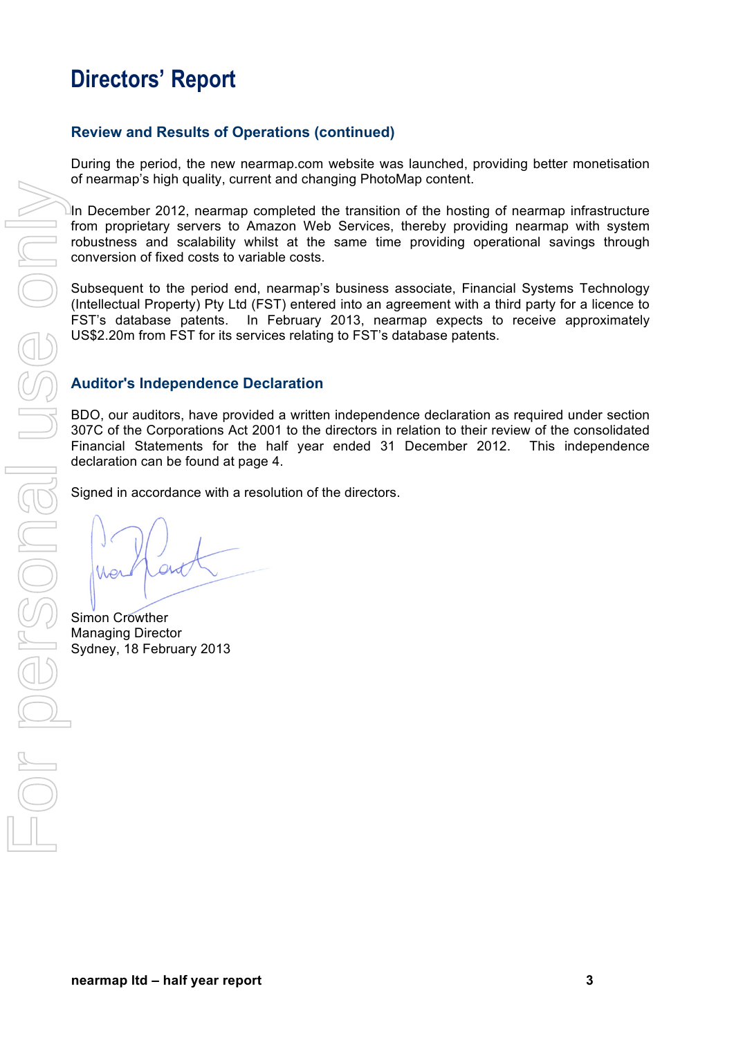# Directors' Report

## Review and Results of Operations (continued)

During the period, the new nearmap.com website was launched, providing better monetisation of nearmap's high quality, current and changing PhotoMap content.

In December 2012, nearmap completed the transition of the hosting of nearmap infrastructure from proprietary servers to Amazon Web Services, thereby providing nearmap with system robustness and scalability whilst at the same time providing operational savings through conversion of fixed costs to variable costs.

Subsequent to the period end, nearmap's business associate, Financial Systems Technology (Intellectual Property) Pty Ltd (FST) entered into an agreement with a third party for a licence to FST's database patents. In February 2013, nearmap expects to receive approximately US$2.20m from FST for its services relating to FST's database patents.

## Auditor's Independence Declaration

BDO, our auditors, have provided a written independence declaration as required under section 307C of the Corporations Act 2001 to the directors in relation to their review of the consolidated Financial Statements for the half year ended 31 December 2012. This independence declaration can be found at page 4.

Signed in accordance with a resolution of the directors.

Simon Crowther
Managing Director
Sydney, 18 February 2013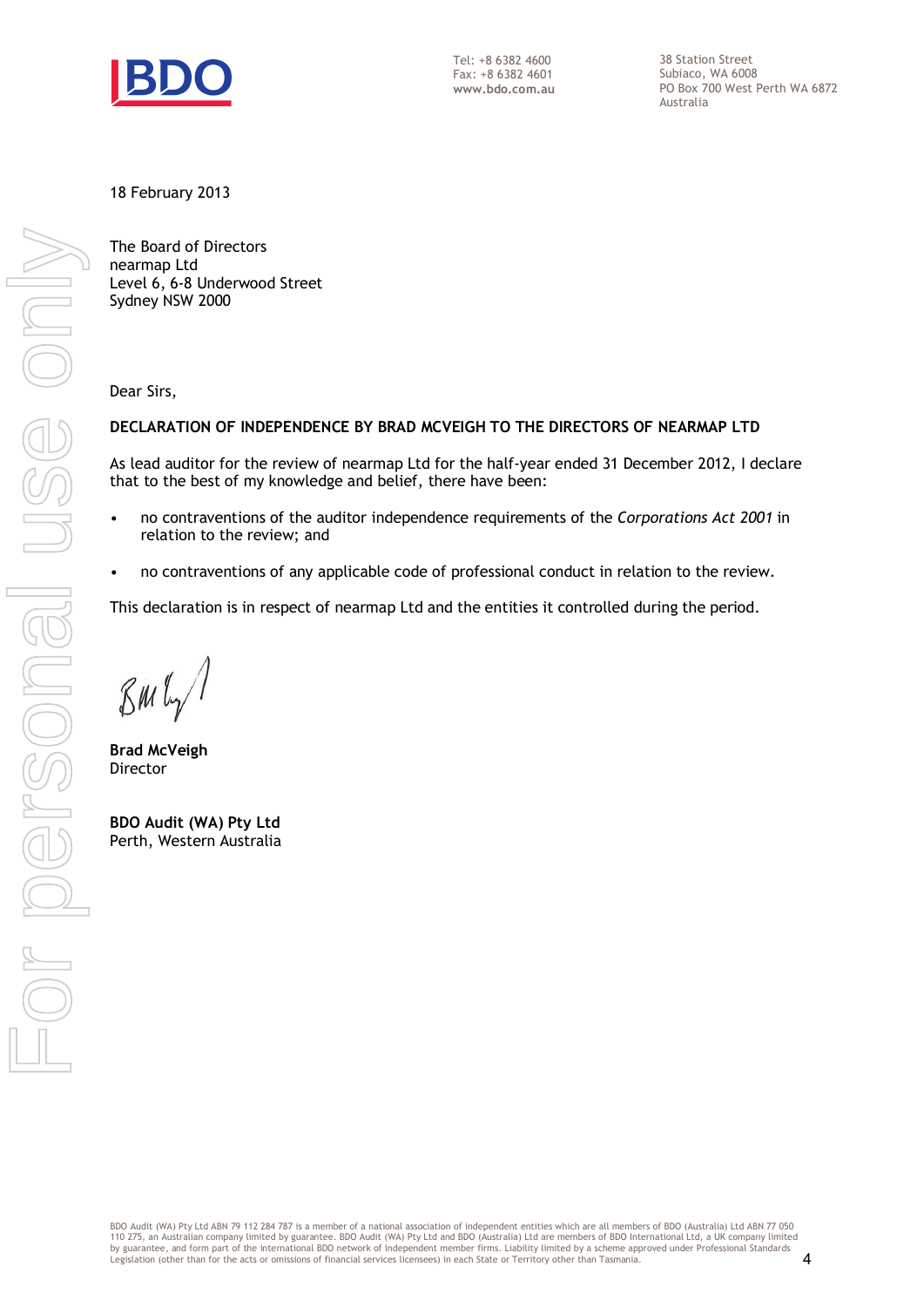Tel: +8 6382 4600
Fax: +8 6382 4601
**www.bdo.com.au**

38 Station Street
Subiaco, WA 6008
PO Box 700 West Perth WA 6872
Australia

18 February 2013

The Board of Directors
nearmap Ltd
Level 6, 6-8 Underwood Street
Sydney NSW 2000

Dear Sirs,

**DECLARATION OF INDEPENDENCE BY BRAD MCVEIGH TO THE DIRECTORS OF NEARMAP LTD**

As lead auditor for the review of nearmap Ltd for the half-year ended 31 December 2012, I declare that to the best of my knowledge and belief, there have been:

- no contraventions of the auditor independence requirements of the *Corporations Act 2001* in relation to the review; and
- no contraventions of any applicable code of professional conduct in relation to the review.

This declaration is in respect of nearmap Ltd and the entities it controlled during the period.

**Brad McVeigh**
Director

**BDO Audit (WA) Pty Ltd**
Perth, Western Australia

BDO Audit (WA) Pty Ltd ABN 79 112 284 787 is a member of a national association of independent entities which are all members of BDO (Australia) Ltd ABN 77 050 110 275, an Australian company limited by guarantee. BDO Audit (WA) Pty Ltd and BDO (Australia) Ltd are members of BDO International Ltd, a UK company limited by guarantee, and form part of the international BDO network of independent member firms. Liability limited by a scheme approved under Professional Standards Legislation (other than for the acts or omissions of financial services licensees) in each State or Territory other than Tasmania.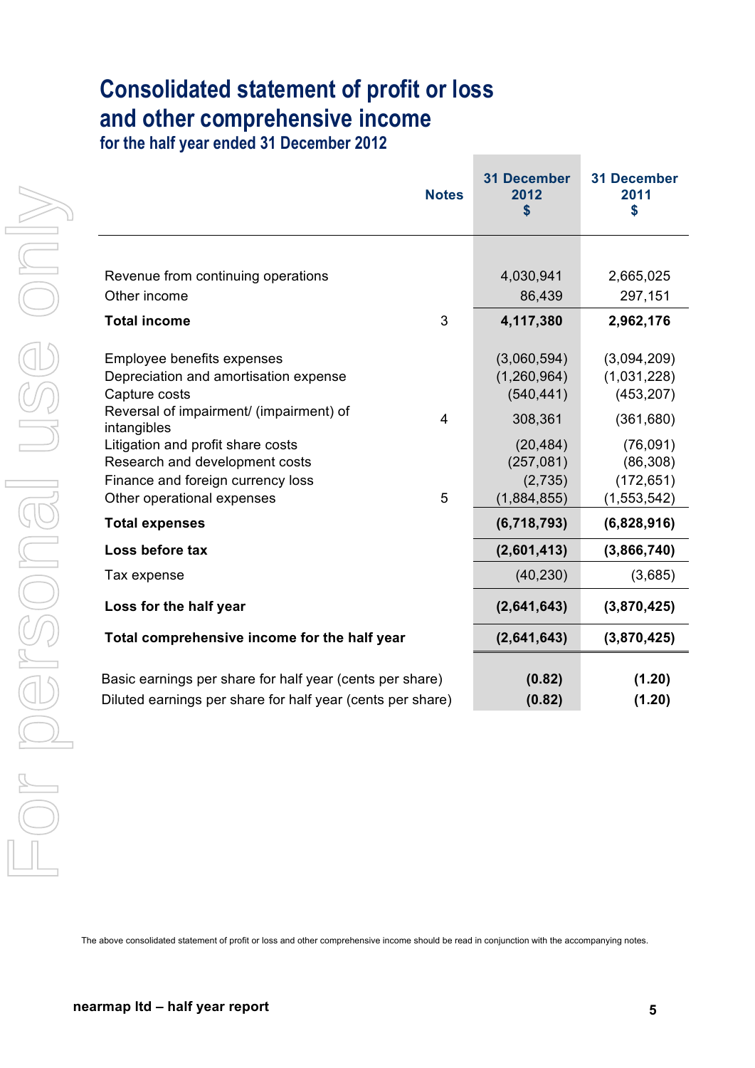# Consolidated statement of profit or loss and other comprehensive income

## for the half year ended 31 December 2012

| | Notes | 31 December 2012 $ | 31 December 2011 $ |
|---|---|---|---|
| Revenue from continuing operations | | 4,030,941 | 2,665,025 |
| Other income | | 86,439 | 297,151 |
| **Total income** | 3 | **4,117,380** | **2,962,176** |
| Employee benefits expenses | | (3,060,594) | (3,094,209) |
| Depreciation and amortisation expense | | (1,260,964) | (1,031,228) |
| Capture costs | | (540,441) | (453,207) |
| Reversal of impairment/ (impairment) of intangibles | 4 | 308,361 | (361,680) |
| Litigation and profit share costs | | (20,484) | (76,091) |
| Research and development costs | | (257,081) | (86,308) |
| Finance and foreign currency loss | | (2,735) | (172,651) |
| Other operational expenses | 5 | (1,884,855) | (1,553,542) |
| **Total expenses** | | **(6,718,793)** | **(6,828,916)** |
| **Loss before tax** | | **(2,601,413)** | **(3,866,740)** |
| Tax expense | | (40,230) | (3,685) |
| **Loss for the half year** | | **(2,641,643)** | **(3,870,425)** |
| **Total comprehensive income for the half year** | | **(2,641,643)** | **(3,870,425)** |
| Basic earnings per share for half year (cents per share) | | **(0.82)** | **(1.20)** |
| Diluted earnings per share for half year (cents per share) | | **(0.82)** | **(1.20)** |

The above consolidated statement of profit or loss and other comprehensive income should be read in conjunction with the accompanying notes.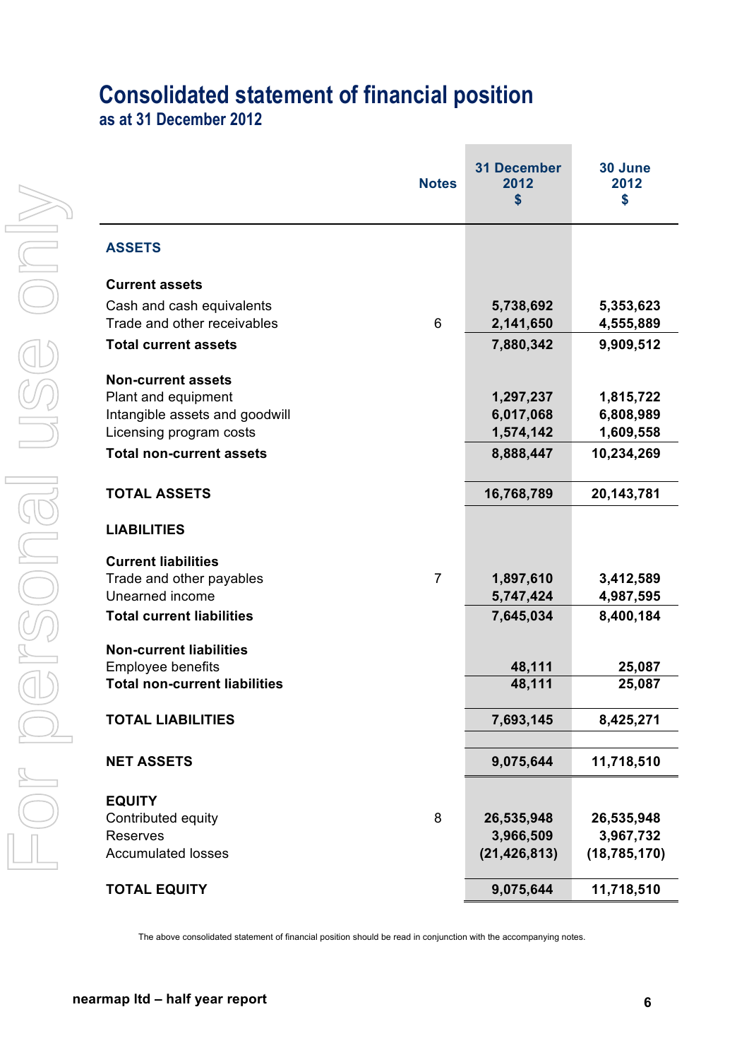# Consolidated statement of financial position

## as at 31 December 2012

| | Notes | 31 December 2012 $ | 30 June 2012 $ |
|---|---|---|---|
| **ASSETS** | | | |
| **Current assets** | | | |
| Cash and cash equivalents | | 5,738,692 | 5,353,623 |
| Trade and other receivables | 6 | 2,141,650 | 4,555,889 |
| **Total current assets** | | **7,880,342** | **9,909,512** |
| **Non-current assets** | | | |
| Plant and equipment | | 1,297,237 | 1,815,722 |
| Intangible assets and goodwill | | 6,017,068 | 6,808,989 |
| Licensing program costs | | 1,574,142 | 1,609,558 |
| **Total non-current assets** | | **8,888,447** | **10,234,269** |
| **TOTAL ASSETS** | | **16,768,789** | **20,143,781** |
| **LIABILITIES** | | | |
| **Current liabilities** | | | |
| Trade and other payables | 7 | 1,897,610 | 3,412,589 |
| Unearned income | | 5,747,424 | 4,987,595 |
| **Total current liabilities** | | **7,645,034** | **8,400,184** |
| **Non-current liabilities** | | | |
| Employee benefits | | 48,111 | 25,087 |
| **Total non-current liabilities** | | **48,111** | **25,087** |
| **TOTAL LIABILITIES** | | **7,693,145** | **8,425,271** |
| **NET ASSETS** | | **9,075,644** | **11,718,510** |
| **EQUITY** | | | |
| Contributed equity | 8 | 26,535,948 | 26,535,948 |
| Reserves | | 3,966,509 | 3,967,732 |
| Accumulated losses | | (21,426,813) | (18,785,170) |
| **TOTAL EQUITY** | | **9,075,644** | **11,718,510** |

The above consolidated statement of financial position should be read in conjunction with the accompanying notes.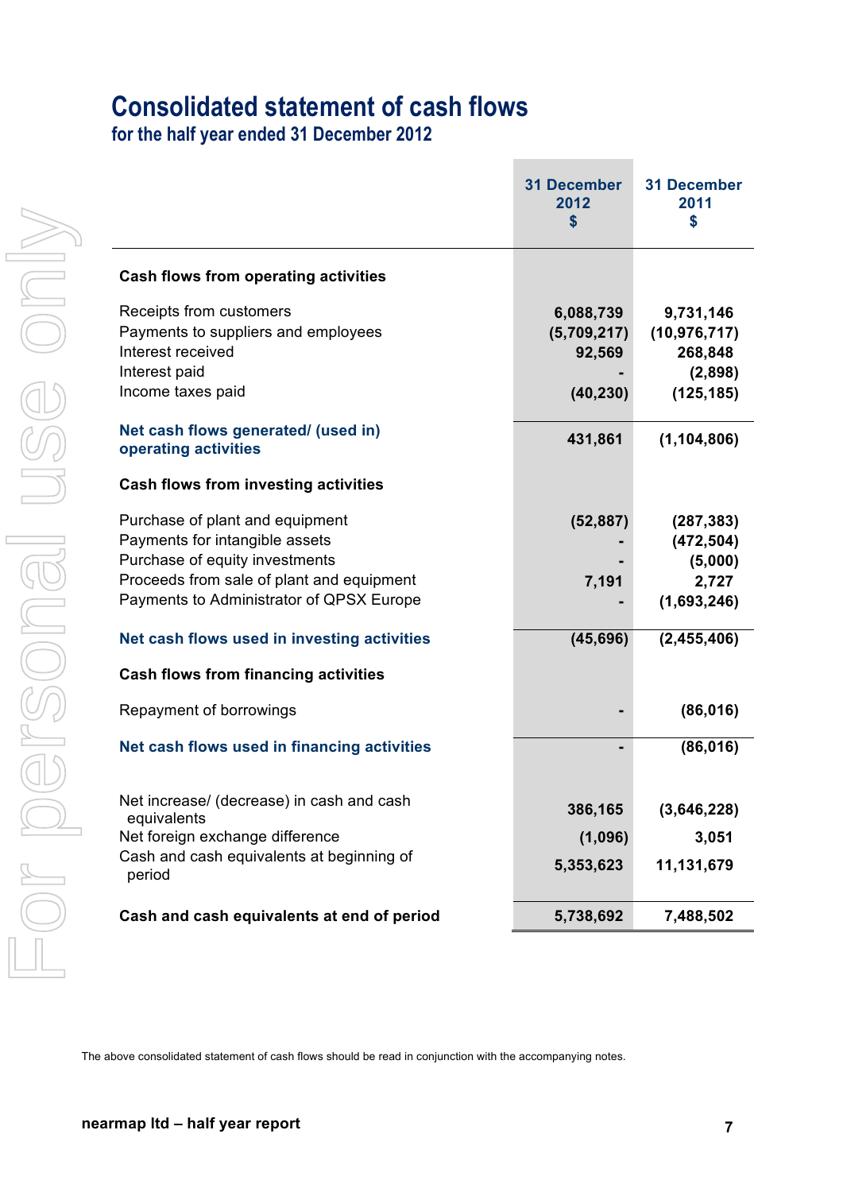# Consolidated statement of cash flows

## for the half year ended 31 December 2012

| | 31 December 2012 $ | 31 December 2011 $ |
|---|---|---|
| **Cash flows from operating activities** | | |
| Receipts from customers | 6,088,739 | 9,731,146 |
| Payments to suppliers and employees | (5,709,217) | (10,976,717) |
| Interest received | 92,569 | 268,848 |
| Interest paid | - | (2,898) |
| Income taxes paid | (40,230) | (125,185) |
| **Net cash flows generated/ (used in) operating activities** | 431,861 | (1,104,806) |
| **Cash flows from investing activities** | | |
| Purchase of plant and equipment | (52,887) | (287,383) |
| Payments for intangible assets | - | (472,504) |
| Purchase of equity investments | - | (5,000) |
| Proceeds from sale of plant and equipment | 7,191 | 2,727 |
| Payments to Administrator of QPSX Europe | - | (1,693,246) |
| **Net cash flows used in investing activities** | (45,696) | (2,455,406) |
| **Cash flows from financing activities** | | |
| Repayment of borrowings | - | (86,016) |
| **Net cash flows used in financing activities** | - | (86,016) |
| Net increase/ (decrease) in cash and cash equivalents | 386,165 | (3,646,228) |
| Net foreign exchange difference | (1,096) | 3,051 |
| Cash and cash equivalents at beginning of period | 5,353,623 | 11,131,679 |
| **Cash and cash equivalents at end of period** | 5,738,692 | 7,488,502 |

The above consolidated statement of cash flows should be read in conjunction with the accompanying notes.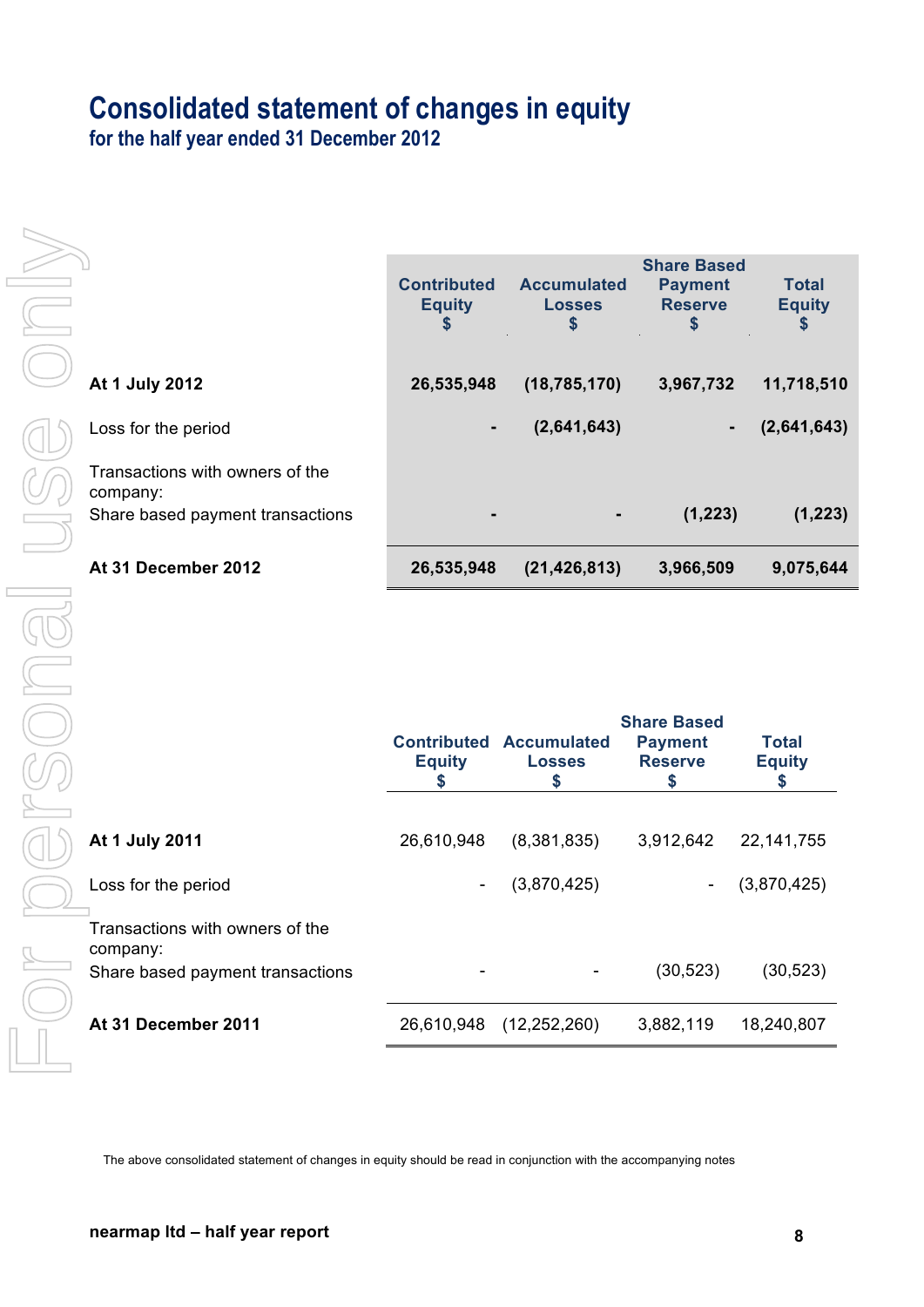# Consolidated statement of changes in equity

## for the half year ended 31 December 2012

| | Contributed Equity $ | Accumulated Losses $ | Share Based Payment Reserve $ | Total Equity $ |
|---|---|---|---|---|
| **At 1 July 2012** | **26,535,948** | **(18,785,170)** | **3,967,732** | **11,718,510** |
| Loss for the period | **-** | **(2,641,643)** | **-** | **(2,641,643)** |
| Transactions with owners of the company: | | | | |
| Share based payment transactions | **-** | **-** | **(1,223)** | **(1,223)** |
| **At 31 December 2012** | **26,535,948** | **(21,426,813)** | **3,966,509** | **9,075,644** |

| | Contributed Equity $ | Accumulated Losses $ | Share Based Payment Reserve $ | Total Equity $ |
|---|---|---|---|---|
| **At 1 July 2011** | 26,610,948 | (8,381,835) | 3,912,642 | 22,141,755 |
| Loss for the period | - | (3,870,425) | - | (3,870,425) |
| Transactions with owners of the company: | | | | |
| Share based payment transactions | - | - | (30,523) | (30,523) |
| **At 31 December 2011** | 26,610,948 | (12,252,260) | 3,882,119 | 18,240,807 |

The above consolidated statement of changes in equity should be read in conjunction with the accompanying notes

**nearmap ltd – half year report**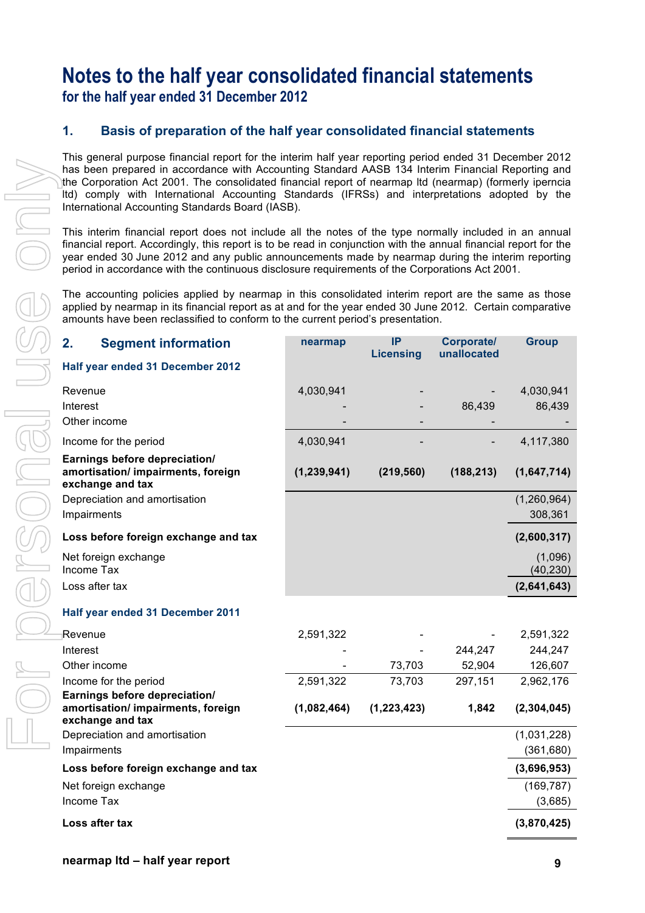# Notes to the half year consolidated financial statements

## for the half year ended 31 December 2012

### 1. Basis of preparation of the half year consolidated financial statements

This general purpose financial report for the interim half year reporting period ended 31 December 2012 has been prepared in accordance with Accounting Standard AASB 134 Interim Financial Reporting and the Corporation Act 2001. The consolidated financial report of nearmap ltd (nearmap) (formerly ipernica ltd) comply with International Accounting Standards (IFRSs) and interpretations adopted by the International Accounting Standards Board (IASB).

This interim financial report does not include all the notes of the type normally included in an annual financial report. Accordingly, this report is to be read in conjunction with the annual financial report for the year ended 30 June 2012 and any public announcements made by nearmap during the interim reporting period in accordance with the continuous disclosure requirements of the Corporations Act 2001.

The accounting policies applied by nearmap in this consolidated interim report are the same as those applied by nearmap in its financial report as at and for the year ended 30 June 2012. Certain comparative amounts have been reclassified to conform to the current period's presentation.

### 2. Segment information

| | nearmap | IP Licensing | Corporate/ unallocated | Group |
|---|---|---|---|---|
| **Half year ended 31 December 2012** | | | | |
| Revenue | 4,030,941 | - | - | 4,030,941 |
| Interest | - | - | 86,439 | 86,439 |
| Other income | - | - | - | - |
| Income for the period | 4,030,941 | - | - | 4,117,380 |
| **Earnings before depreciation/ amortisation/ impairments, foreign exchange and tax** | **(1,239,941)** | **(219,560)** | **(188,213)** | **(1,647,714)** |
| Depreciation and amortisation | | | | (1,260,964) |
| Impairments | | | | 308,361 |
| **Loss before foreign exchange and tax** | | | | **(2,600,317)** |
| Net foreign exchange | | | | (1,096) |
| Income Tax | | | | (40,230) |
| Loss after tax | | | | **(2,641,643)** |
| **Half year ended 31 December 2011** | | | | |
| Revenue | 2,591,322 | - | - | 2,591,322 |
| Interest | - | - | 244,247 | 244,247 |
| Other income | - | 73,703 | 52,904 | 126,607 |
| Income for the period | 2,591,322 | 73,703 | 297,151 | 2,962,176 |
| **Earnings before depreciation/ amortisation/ impairments, foreign exchange and tax** | **(1,082,464)** | **(1,223,423)** | **1,842** | **(2,304,045)** |
| Depreciation and amortisation | | | | (1,031,228) |
| Impairments | | | | (361,680) |
| **Loss before foreign exchange and tax** | | | | **(3,696,953)** |
| Net foreign exchange | | | | (169,787) |
| Income Tax | | | | (3,685) |
| **Loss after tax** | | | | **(3,870,425)** |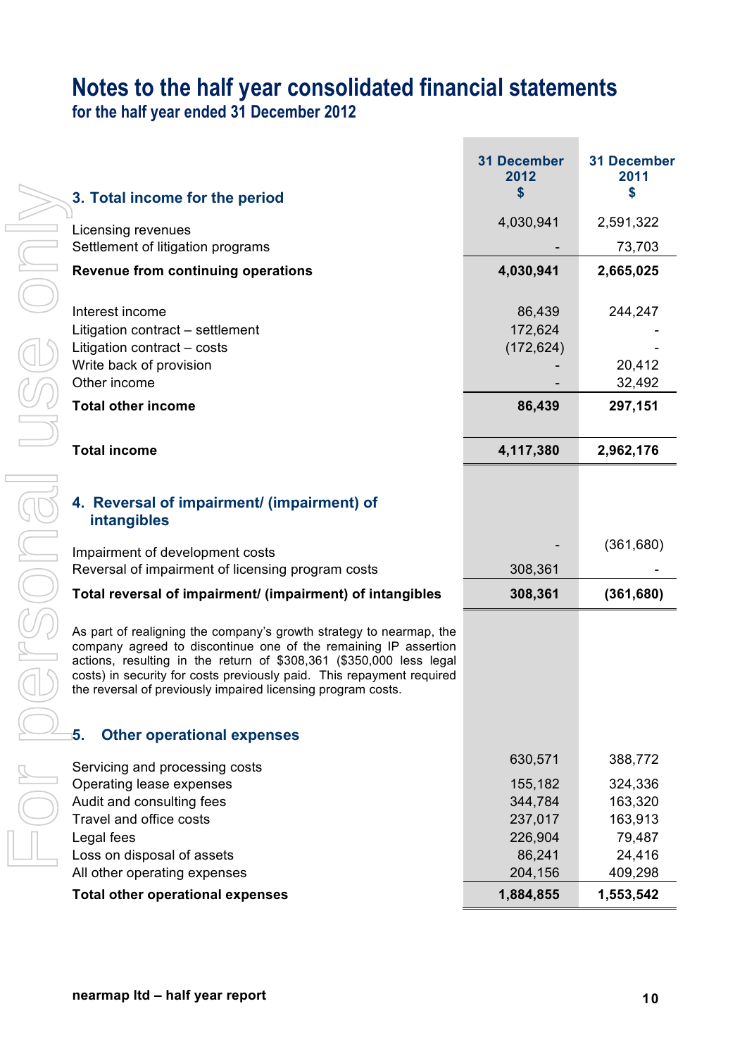# Notes to the half year consolidated financial statements

## for the half year ended 31 December 2012

### 3. Total income for the period

| | 31 December 2012 $ | 31 December 2011 $ |
|---|---|---|
| Licensing revenues | 4,030,941 | 2,591,322 |
| Settlement of litigation programs | - | 73,703 |
| **Revenue from continuing operations** | **4,030,941** | **2,665,025** |
| | | |
| Interest income | 86,439 | 244,247 |
| Litigation contract – settlement | 172,624 | - |
| Litigation contract – costs | (172,624) | - |
| Write back of provision | - | 20,412 |
| Other income | - | 32,492 |
| **Total other income** | **86,439** | **297,151** |
| | | |
| **Total income** | **4,117,380** | **2,962,176** |

### 4. Reversal of impairment/ (impairment) of intangibles

| | 31 December 2012 $ | 31 December 2011 $ |
|---|---|---|
| Impairment of development costs | - | (361,680) |
| Reversal of impairment of licensing program costs | 308,361 | - |
| **Total reversal of impairment/ (impairment) of intangibles** | **308,361** | **(361,680)** |

As part of realigning the company's growth strategy to nearmap, the company agreed to discontinue one of the remaining IP assertion actions, resulting in the return of $308,361 ($350,000 less legal costs) in security for costs previously paid. This repayment required the reversal of previously impaired licensing program costs.

### 5. Other operational expenses

| | 31 December 2012 $ | 31 December 2011 $ |
|---|---|---|
| Servicing and processing costs | 630,571 | 388,772 |
| Operating lease expenses | 155,182 | 324,336 |
| Audit and consulting fees | 344,784 | 163,320 |
| Travel and office costs | 237,017 | 163,913 |
| Legal fees | 226,904 | 79,487 |
| Loss on disposal of assets | 86,241 | 24,416 |
| All other operating expenses | 204,156 | 409,298 |
| **Total other operational expenses** | **1,884,855** | **1,553,542** |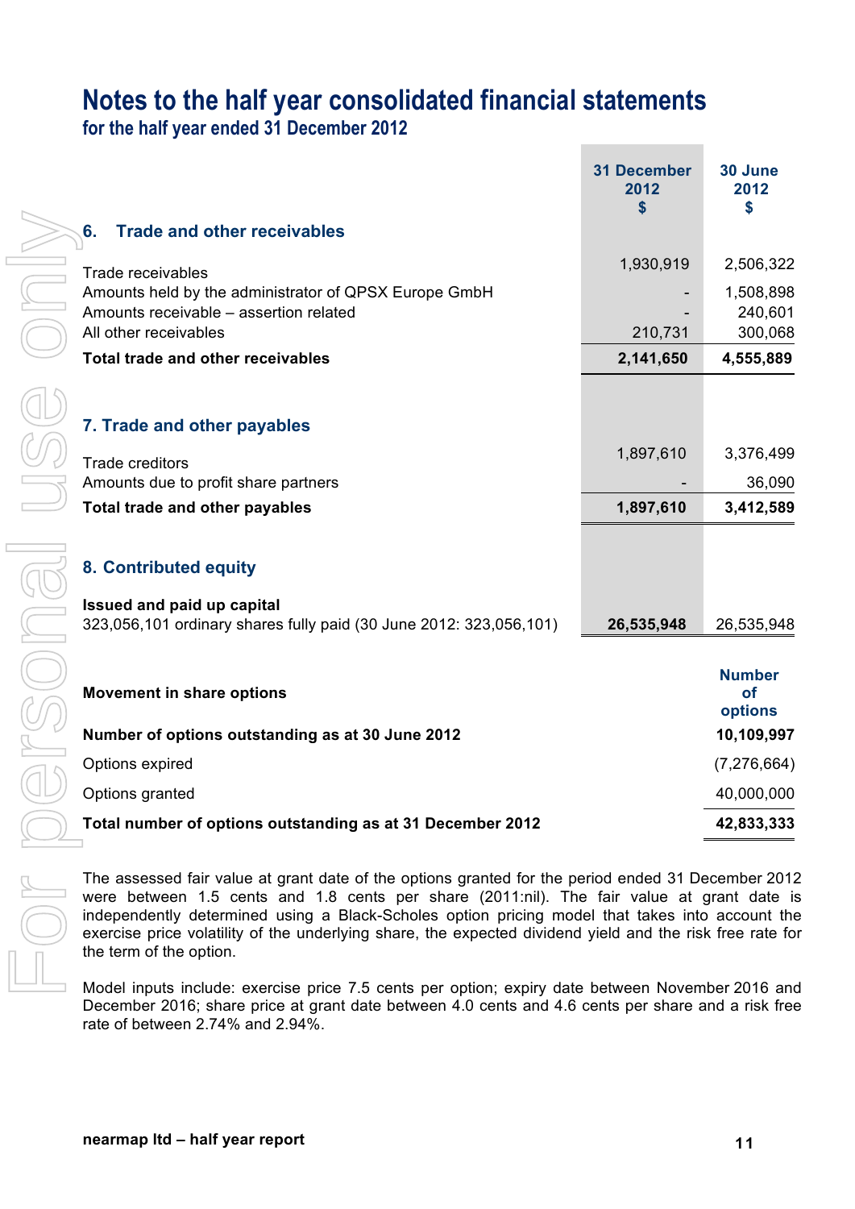# Notes to the half year consolidated financial statements

## for the half year ended 31 December 2012

| | 31 December 2012 $ | 30 June 2012 $ |
|---|---|---|
| **6. Trade and other receivables** | | |
| Trade receivables | 1,930,919 | 2,506,322 |
| Amounts held by the administrator of QPSX Europe GmbH | - | 1,508,898 |
| Amounts receivable – assertion related | - | 240,601 |
| All other receivables | 210,731 | 300,068 |
| **Total trade and other receivables** | **2,141,650** | **4,555,889** |
| **7. Trade and other payables** | | |
| Trade creditors | 1,897,610 | 3,376,499 |
| Amounts due to profit share partners | - | 36,090 |
| **Total trade and other payables** | **1,897,610** | **3,412,589** |
| **8. Contributed equity** | | |
| **Issued and paid up capital** | | |
| 323,056,101 ordinary shares fully paid (30 June 2012: 323,056,101) | **26,535,948** | 26,535,948 |

| **Movement in share options** | Number of options |
|---|---|
| **Number of options outstanding as at 30 June 2012** | **10,109,997** |
| Options expired | (7,276,664) |
| Options granted | 40,000,000 |
| **Total number of options outstanding as at 31 December 2012** | **42,833,333** |

The assessed fair value at grant date of the options granted for the period ended 31 December 2012 were between 1.5 cents and 1.8 cents per share (2011:nil). The fair value at grant date is independently determined using a Black-Scholes option pricing model that takes into account the exercise price volatility of the underlying share, the expected dividend yield and the risk free rate for the term of the option.

Model inputs include: exercise price 7.5 cents per option; expiry date between November 2016 and December 2016; share price at grant date between 4.0 cents and 4.6 cents per share and a risk free rate of between 2.74% and 2.94%.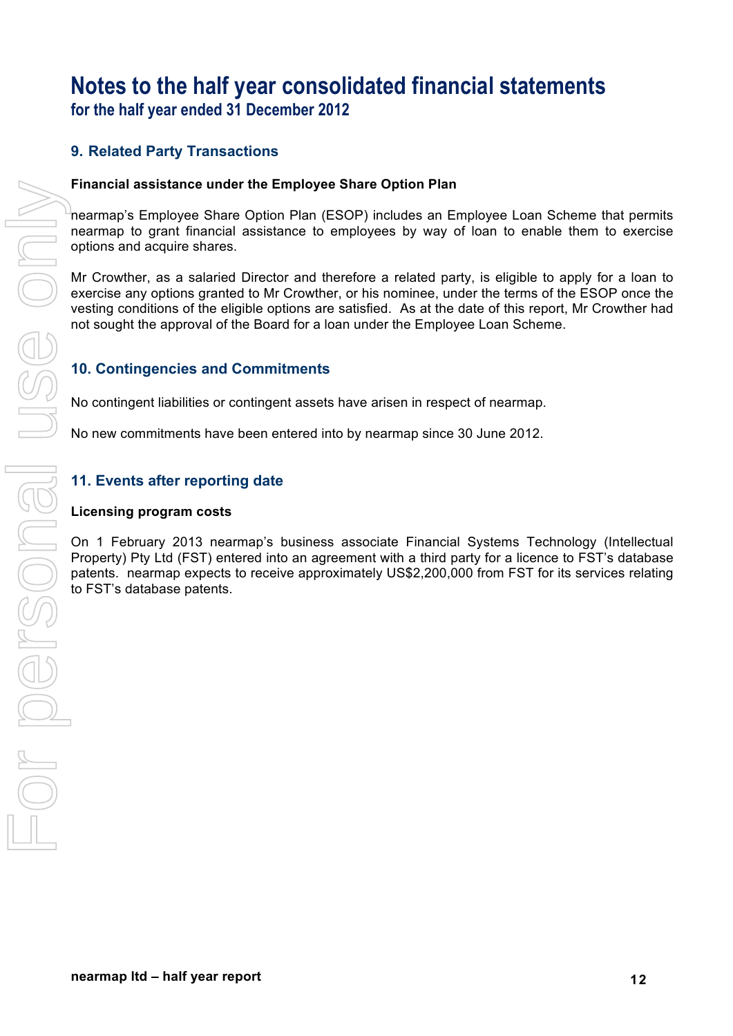# Notes to the half year consolidated financial statements
## for the half year ended 31 December 2012

### 9. Related Party Transactions

**Financial assistance under the Employee Share Option Plan**

nearmap's Employee Share Option Plan (ESOP) includes an Employee Loan Scheme that permits nearmap to grant financial assistance to employees by way of loan to enable them to exercise options and acquire shares.

Mr Crowther, as a salaried Director and therefore a related party, is eligible to apply for a loan to exercise any options granted to Mr Crowther, or his nominee, under the terms of the ESOP once the vesting conditions of the eligible options are satisfied. As at the date of this report, Mr Crowther had not sought the approval of the Board for a loan under the Employee Loan Scheme.

### 10. Contingencies and Commitments

No contingent liabilities or contingent assets have arisen in respect of nearmap.

No new commitments have been entered into by nearmap since 30 June 2012.

### 11. Events after reporting date

**Licensing program costs**

On 1 February 2013 nearmap's business associate Financial Systems Technology (Intellectual Property) Pty Ltd (FST) entered into an agreement with a third party for a licence to FST's database patents. nearmap expects to receive approximately US$2,200,000 from FST for its services relating to FST's database patents.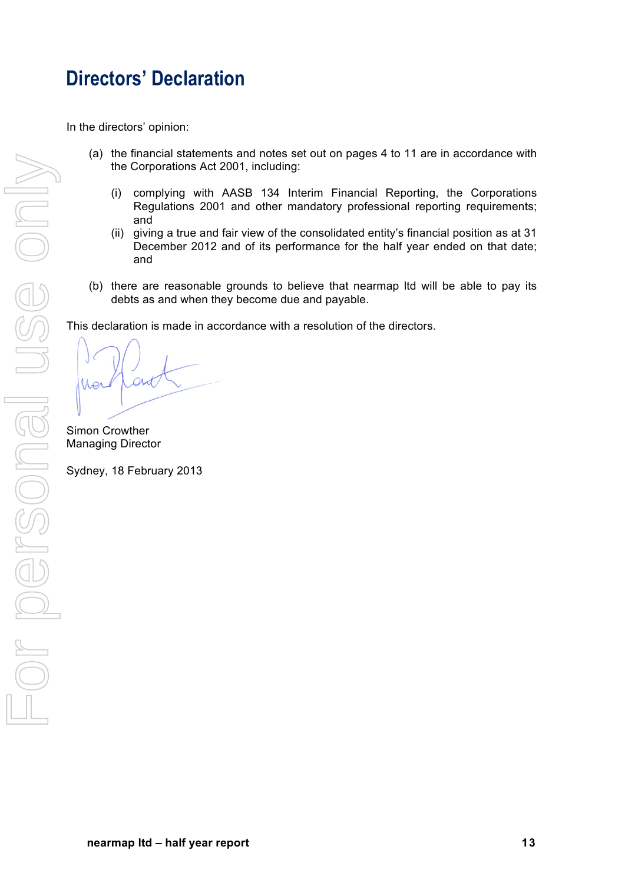# Directors' Declaration

In the directors' opinion:

(a) the financial statements and notes set out on pages 4 to 11 are in accordance with the Corporations Act 2001, including:

(i) complying with AASB 134 Interim Financial Reporting, the Corporations Regulations 2001 and other mandatory professional reporting requirements; and

(ii) giving a true and fair view of the consolidated entity's financial position as at 31 December 2012 and of its performance for the half year ended on that date; and

(b) there are reasonable grounds to believe that nearmap ltd will be able to pay its debts as and when they become due and payable.

This declaration is made in accordance with a resolution of the directors.

Simon Crowther
Managing Director

Sydney, 18 February 2013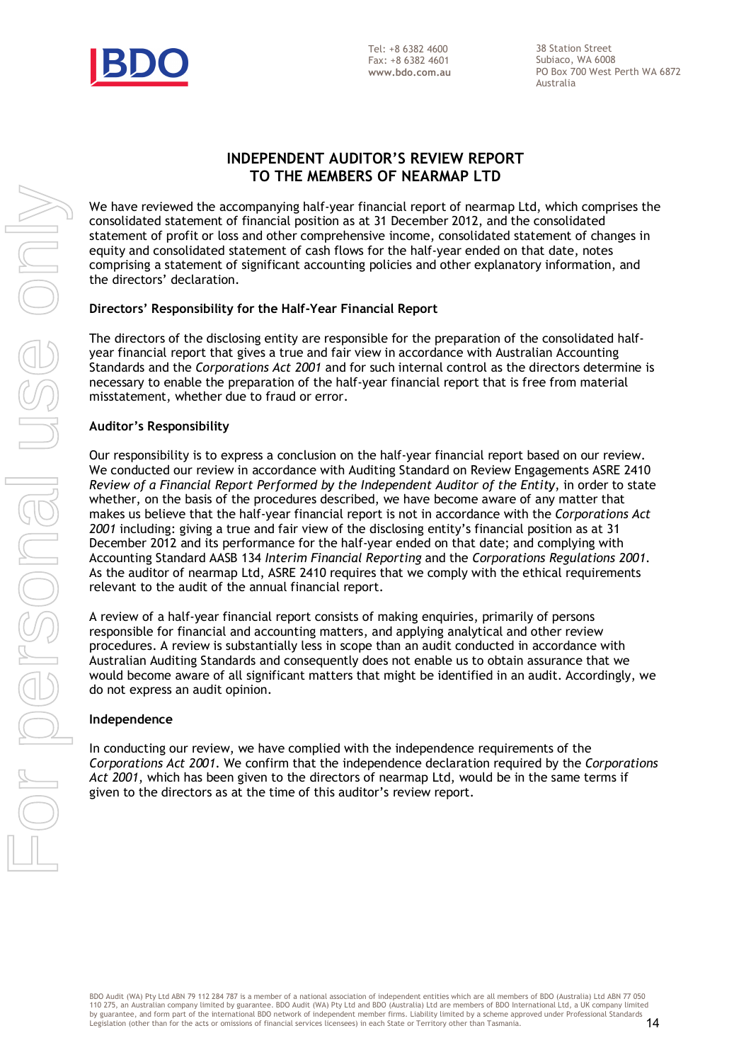Tel: +8 6382 4600
Fax: +8 6382 4601
**www.bdo.com.au**

38 Station Street
Subiaco, WA 6008
PO Box 700 West Perth WA 6872
Australia

# INDEPENDENT AUDITOR'S REVIEW REPORT TO THE MEMBERS OF NEARMAP LTD

We have reviewed the accompanying half-year financial report of nearmap Ltd, which comprises the consolidated statement of financial position as at 31 December 2012, and the consolidated statement of profit or loss and other comprehensive income, consolidated statement of changes in equity and consolidated statement of cash flows for the half-year ended on that date, notes comprising a statement of significant accounting policies and other explanatory information, and the directors' declaration.

## Directors' Responsibility for the Half-Year Financial Report

The directors of the disclosing entity are responsible for the preparation of the consolidated half-year financial report that gives a true and fair view in accordance with Australian Accounting Standards and the *Corporations Act 2001* and for such internal control as the directors determine is necessary to enable the preparation of the half-year financial report that is free from material misstatement, whether due to fraud or error.

## Auditor's Responsibility

Our responsibility is to express a conclusion on the half-year financial report based on our review. We conducted our review in accordance with Auditing Standard on Review Engagements ASRE 2410 *Review of a Financial Report Performed by the Independent Auditor of the Entity*, in order to state whether, on the basis of the procedures described, we have become aware of any matter that makes us believe that the half-year financial report is not in accordance with the *Corporations Act 2001* including: giving a true and fair view of the disclosing entity's financial position as at 31 December 2012 and its performance for the half-year ended on that date; and complying with Accounting Standard AASB 134 *Interim Financial Reporting* and the *Corporations Regulations 2001*. As the auditor of nearmap Ltd, ASRE 2410 requires that we comply with the ethical requirements relevant to the audit of the annual financial report.

A review of a half-year financial report consists of making enquiries, primarily of persons responsible for financial and accounting matters, and applying analytical and other review procedures. A review is substantially less in scope than an audit conducted in accordance with Australian Auditing Standards and consequently does not enable us to obtain assurance that we would become aware of all significant matters that might be identified in an audit. Accordingly, we do not express an audit opinion.

## Independence

In conducting our review, we have complied with the independence requirements of the *Corporations Act 2001*. We confirm that the independence declaration required by the *Corporations Act 2001*, which has been given to the directors of nearmap Ltd, would be in the same terms if given to the directors as at the time of this auditor's review report.

BDO Audit (WA) Pty Ltd ABN 79 112 284 787 is a member of a national association of independent entities which are all members of BDO (Australia) Ltd ABN 77 050 110 275, an Australian company limited by guarantee. BDO Audit (WA) Pty Ltd and BDO (Australia) Ltd are members of BDO International Ltd, a UK company limited by guarantee, and form part of the international BDO network of independent member firms. Liability limited by a scheme approved under Professional Standards Legislation (other than for the acts or omissions of financial services licensees) in each State or Territory other than Tasmania.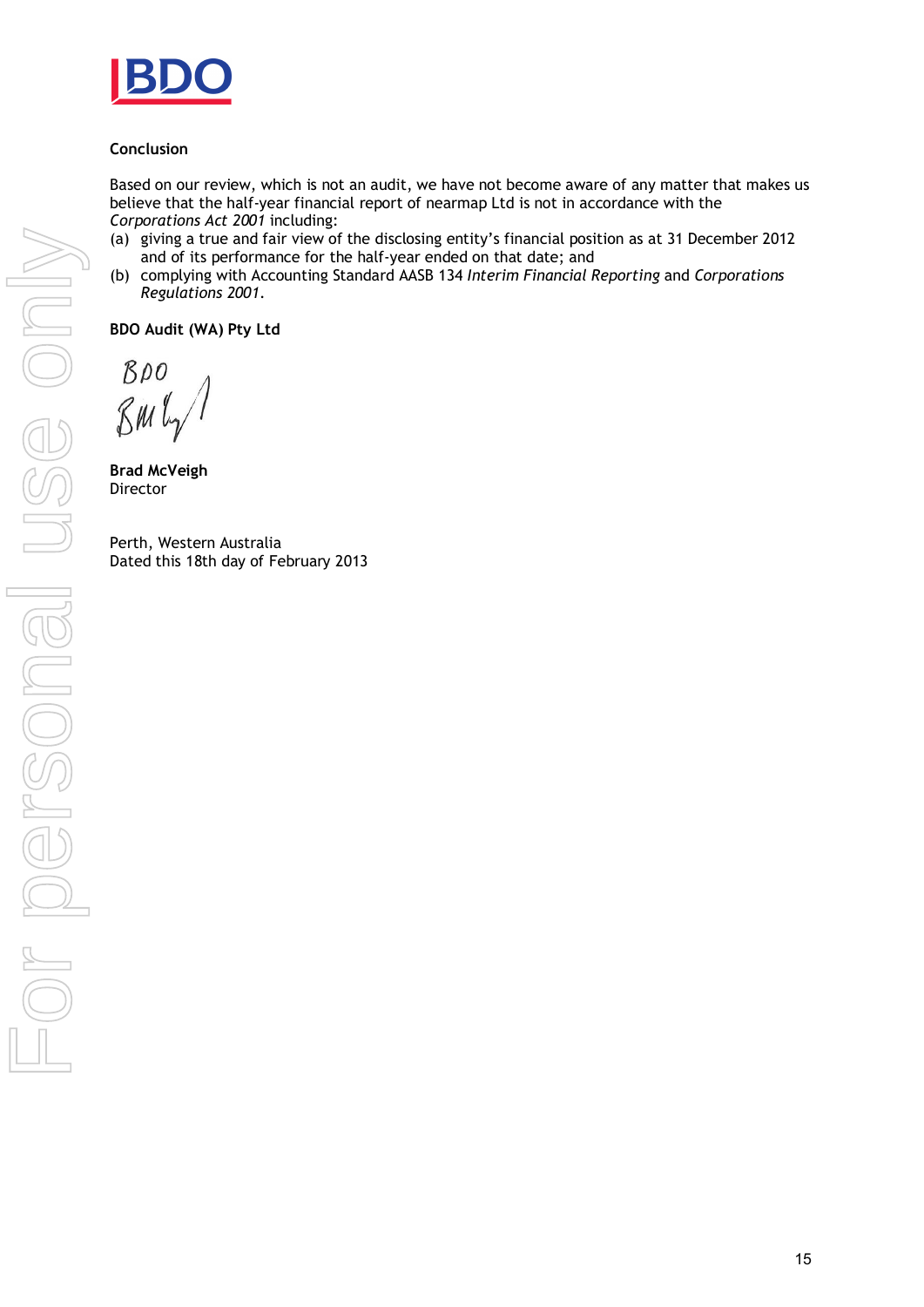**Conclusion**

Based on our review, which is not an audit, we have not become aware of any matter that makes us believe that the half-year financial report of nearmap Ltd is not in accordance with the *Corporations Act 2001* including:

(a) giving a true and fair view of the disclosing entity's financial position as at 31 December 2012 and of its performance for the half-year ended on that date; and

(b) complying with Accounting Standard AASB 134 *Interim Financial Reporting* and *Corporations Regulations 2001*.

**BDO Audit (WA) Pty Ltd**

BDO

**Brad McVeigh**
Director

Perth, Western Australia
Dated this 18th day of February 2013